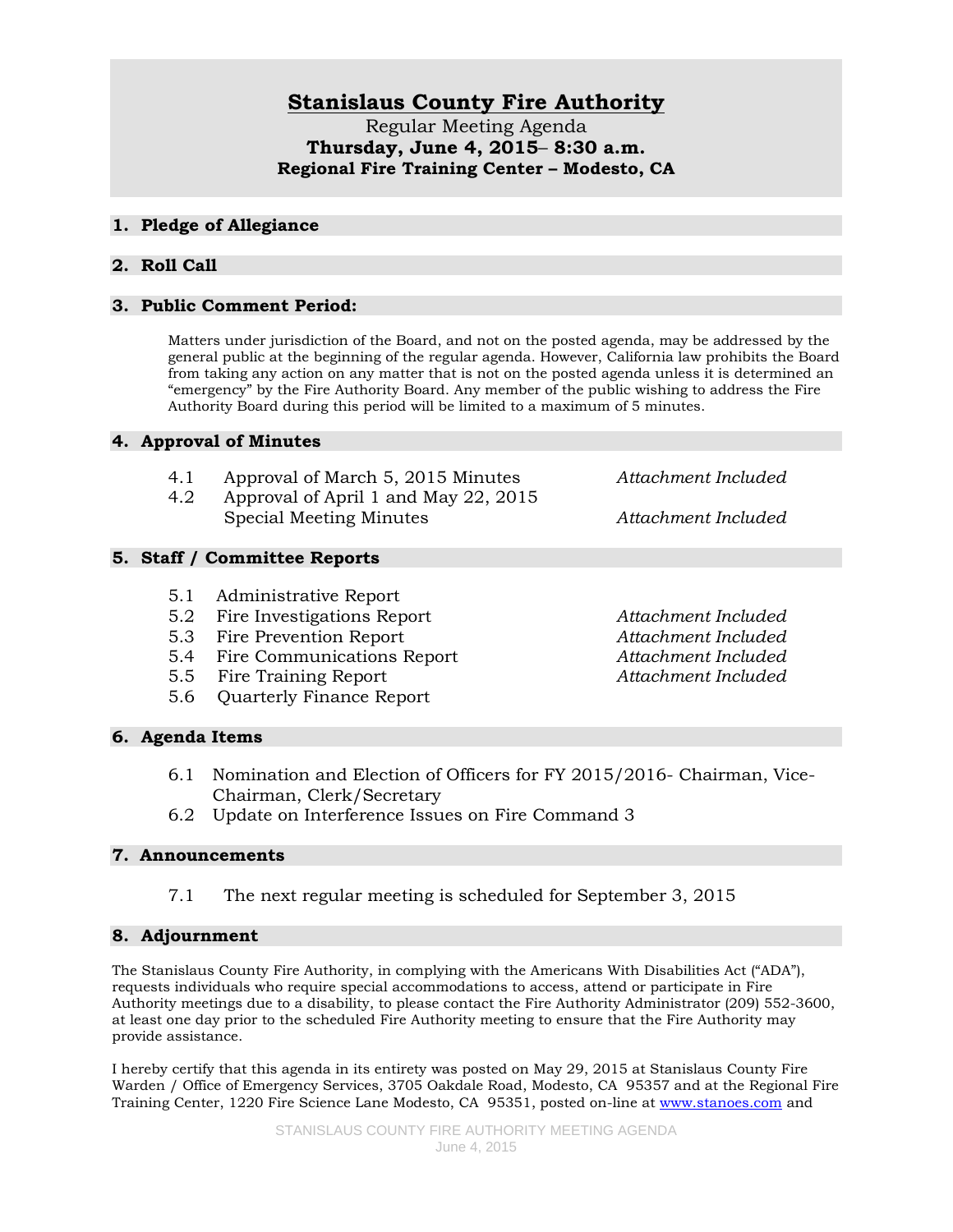# Stanislaus County Fire Authority

Regular Meeting Agenda
**Thursday, June 4, 2015– 8:30 a.m.**
**Regional Fire Training Center – Modesto, CA**

## 1. Pledge of Allegiance

## 2. Roll Call

## 3. Public Comment Period:

Matters under jurisdiction of the Board, and not on the posted agenda, may be addressed by the general public at the beginning of the regular agenda. However, California law prohibits the Board from taking any action on any matter that is not on the posted agenda unless it is determined an "emergency" by the Fire Authority Board. Any member of the public wishing to address the Fire Authority Board during this period will be limited to a maximum of 5 minutes.

## 4. Approval of Minutes

| | | |
|---|---|---|
| 4.1 | Approval of March 5, 2015 Minutes | *Attachment Included* |
| 4.2 | Approval of April 1 and May 22, 2015 Special Meeting Minutes | *Attachment Included* |

## 5. Staff / Committee Reports

| | | |
|---|---|---|
| 5.1 | Administrative Report | |
| 5.2 | Fire Investigations Report | *Attachment Included* |
| 5.3 | Fire Prevention Report | *Attachment Included* |
| 5.4 | Fire Communications Report | *Attachment Included* |
| 5.5 | Fire Training Report | *Attachment Included* |
| 5.6 | Quarterly Finance Report | |

## 6. Agenda Items

6.1 Nomination and Election of Officers for FY 2015/2016- Chairman, Vice-Chairman, Clerk/Secretary

6.2 Update on Interference Issues on Fire Command 3

## 7. Announcements

7.1 The next regular meeting is scheduled for September 3, 2015

## 8. Adjournment

The Stanislaus County Fire Authority, in complying with the Americans With Disabilities Act ("ADA"), requests individuals who require special accommodations to access, attend or participate in Fire Authority meetings due to a disability, to please contact the Fire Authority Administrator (209) 552-3600, at least one day prior to the scheduled Fire Authority meeting to ensure that the Fire Authority may provide assistance.

I hereby certify that this agenda in its entirety was posted on May 29, 2015 at Stanislaus County Fire Warden / Office of Emergency Services, 3705 Oakdale Road, Modesto, CA 95357 and at the Regional Fire Training Center, 1220 Fire Science Lane Modesto, CA 95351, posted on-line at www.stanoes.com and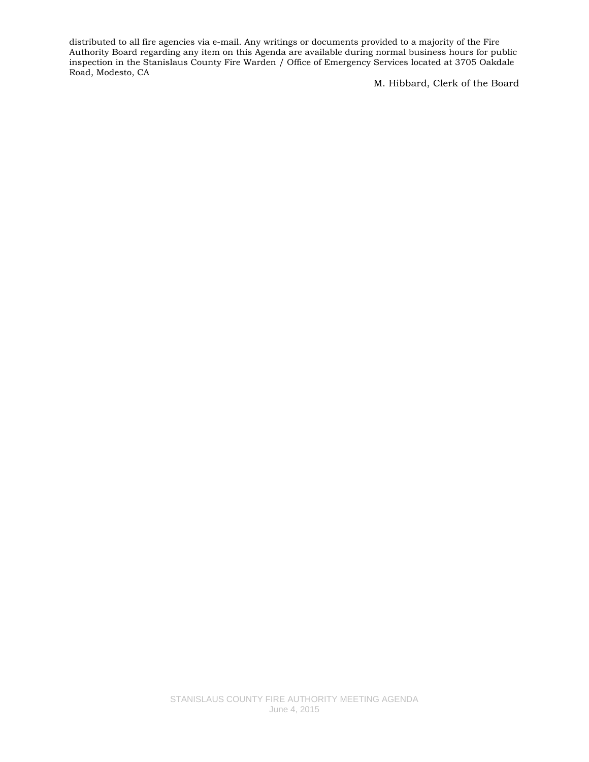distributed to all fire agencies via e-mail. Any writings or documents provided to a majority of the Fire Authority Board regarding any item on this Agenda are available during normal business hours for public inspection in the Stanislaus County Fire Warden / Office of Emergency Services located at 3705 Oakdale Road, Modesto, CA

M. Hibbard, Clerk of the Board